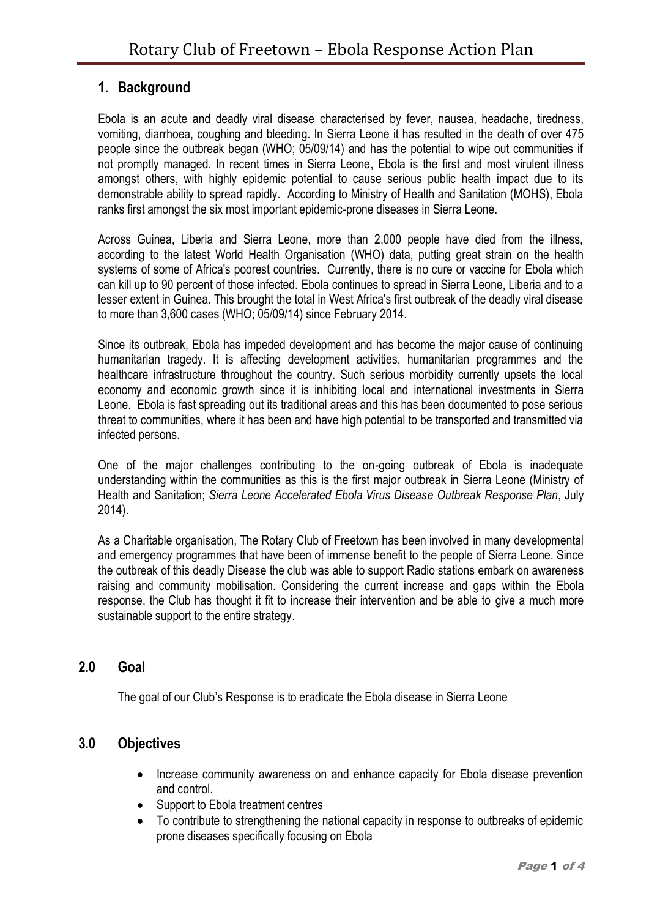# Rotary Club of Freetown – Ebola Response Action Plan

## 1. Background

Ebola is an acute and deadly viral disease characterised by fever, nausea, headache, tiredness, vomiting, diarrhoea, coughing and bleeding. In Sierra Leone it has resulted in the death of over 475 people since the outbreak began (WHO; 05/09/14) and has the potential to wipe out communities if not promptly managed. In recent times in Sierra Leone, Ebola is the first and most virulent illness amongst others, with highly epidemic potential to cause serious public health impact due to its demonstrable ability to spread rapidly. According to Ministry of Health and Sanitation (MOHS), Ebola ranks first amongst the six most important epidemic-prone diseases in Sierra Leone.

Across Guinea, Liberia and Sierra Leone, more than 2,000 people have died from the illness, according to the latest World Health Organisation (WHO) data, putting great strain on the health systems of some of Africa's poorest countries. Currently, there is no cure or vaccine for Ebola which can kill up to 90 percent of those infected. Ebola continues to spread in Sierra Leone, Liberia and to a lesser extent in Guinea. This brought the total in West Africa's first outbreak of the deadly viral disease to more than 3,600 cases (WHO; 05/09/14) since February 2014.

Since its outbreak, Ebola has impeded development and has become the major cause of continuing humanitarian tragedy. It is affecting development activities, humanitarian programmes and the healthcare infrastructure throughout the country. Such serious morbidity currently upsets the local economy and economic growth since it is inhibiting local and international investments in Sierra Leone. Ebola is fast spreading out its traditional areas and this has been documented to pose serious threat to communities, where it has been and have high potential to be transported and transmitted via infected persons.

One of the major challenges contributing to the on-going outbreak of Ebola is inadequate understanding within the communities as this is the first major outbreak in Sierra Leone (Ministry of Health and Sanitation; *Sierra Leone Accelerated Ebola Virus Disease Outbreak Response Plan*, July 2014).

As a Charitable organisation, The Rotary Club of Freetown has been involved in many developmental and emergency programmes that have been of immense benefit to the people of Sierra Leone. Since the outbreak of this deadly Disease the club was able to support Radio stations embark on awareness raising and community mobilisation. Considering the current increase and gaps within the Ebola response, the Club has thought it fit to increase their intervention and be able to give a much more sustainable support to the entire strategy.

## 2.0 Goal

The goal of our Club's Response is to eradicate the Ebola disease in Sierra Leone

## 3.0 Objectives

- Increase community awareness on and enhance capacity for Ebola disease prevention and control.
- Support to Ebola treatment centres
- To contribute to strengthening the national capacity in response to outbreaks of epidemic prone diseases specifically focusing on Ebola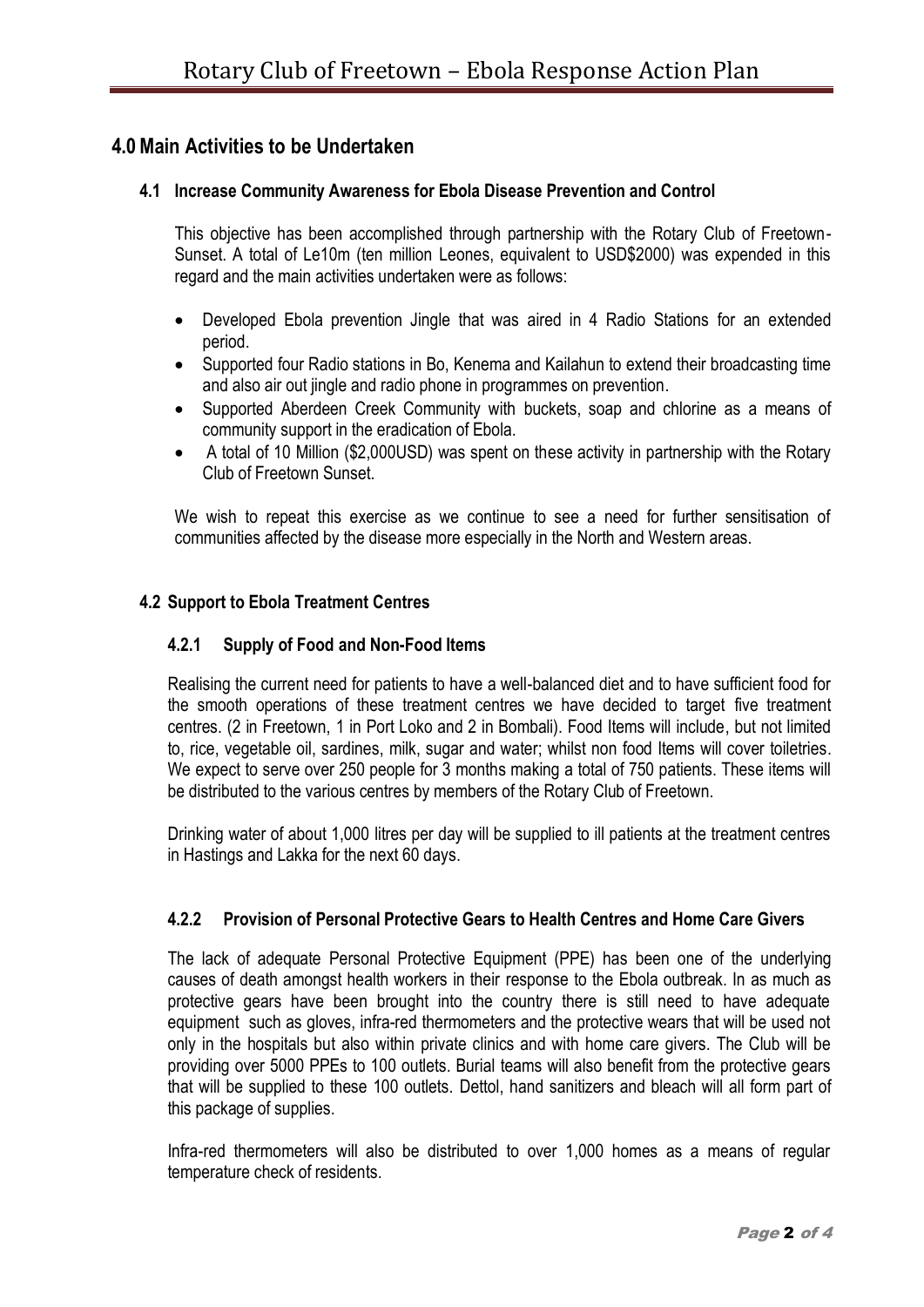## 4.0 Main Activities to be Undertaken

### 4.1 Increase Community Awareness for Ebola Disease Prevention and Control

This objective has been accomplished through partnership with the Rotary Club of Freetown-Sunset. A total of Le10m (ten million Leones, equivalent to USD$2000) was expended in this regard and the main activities undertaken were as follows:

- Developed Ebola prevention Jingle that was aired in 4 Radio Stations for an extended period.
- Supported four Radio stations in Bo, Kenema and Kailahun to extend their broadcasting time and also air out jingle and radio phone in programmes on prevention.
- Supported Aberdeen Creek Community with buckets, soap and chlorine as a means of community support in the eradication of Ebola.
- A total of 10 Million ($2,000USD) was spent on these activity in partnership with the Rotary Club of Freetown Sunset.

We wish to repeat this exercise as we continue to see a need for further sensitisation of communities affected by the disease more especially in the North and Western areas.

### 4.2 Support to Ebola Treatment Centres

#### 4.2.1 Supply of Food and Non-Food Items

Realising the current need for patients to have a well-balanced diet and to have sufficient food for the smooth operations of these treatment centres we have decided to target five treatment centres. (2 in Freetown, 1 in Port Loko and 2 in Bombali). Food Items will include, but not limited to, rice, vegetable oil, sardines, milk, sugar and water; whilst non food Items will cover toiletries. We expect to serve over 250 people for 3 months making a total of 750 patients. These items will be distributed to the various centres by members of the Rotary Club of Freetown.

Drinking water of about 1,000 litres per day will be supplied to ill patients at the treatment centres in Hastings and Lakka for the next 60 days.

#### 4.2.2 Provision of Personal Protective Gears to Health Centres and Home Care Givers

The lack of adequate Personal Protective Equipment (PPE) has been one of the underlying causes of death amongst health workers in their response to the Ebola outbreak. In as much as protective gears have been brought into the country there is still need to have adequate equipment such as gloves, infra-red thermometers and the protective wears that will be used not only in the hospitals but also within private clinics and with home care givers. The Club will be providing over 5000 PPEs to 100 outlets. Burial teams will also benefit from the protective gears that will be supplied to these 100 outlets. Dettol, hand sanitizers and bleach will all form part of this package of supplies.

Infra-red thermometers will also be distributed to over 1,000 homes as a means of regular temperature check of residents.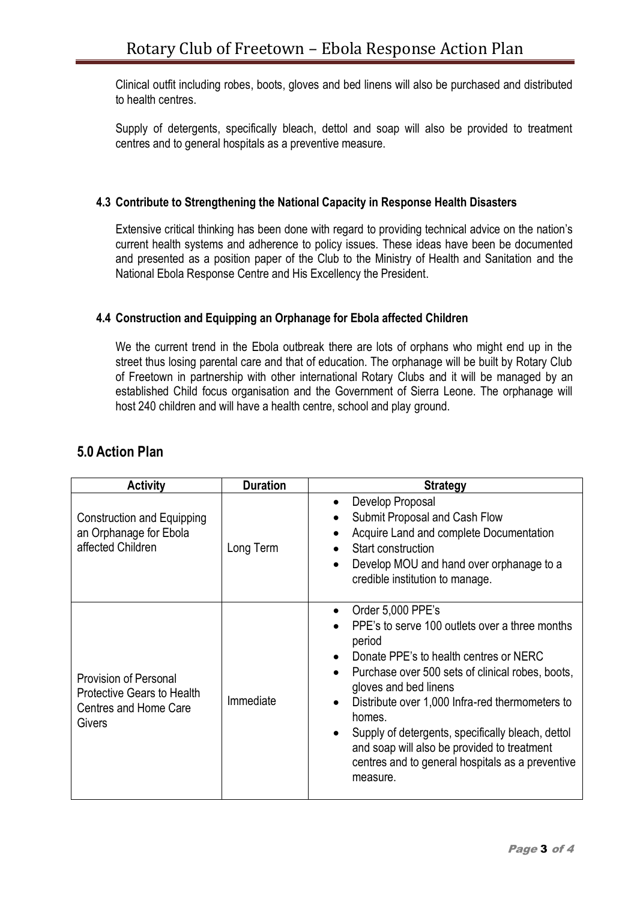Clinical outfit including robes, boots, gloves and bed linens will also be purchased and distributed to health centres.

Supply of detergents, specifically bleach, dettol and soap will also be provided to treatment centres and to general hospitals as a preventive measure.

### 4.3 Contribute to Strengthening the National Capacity in Response Health Disasters

Extensive critical thinking has been done with regard to providing technical advice on the nation's current health systems and adherence to policy issues. These ideas have been be documented and presented as a position paper of the Club to the Ministry of Health and Sanitation and the National Ebola Response Centre and His Excellency the President.

### 4.4 Construction and Equipping an Orphanage for Ebola affected Children

We the current trend in the Ebola outbreak there are lots of orphans who might end up in the street thus losing parental care and that of education. The orphanage will be built by Rotary Club of Freetown in partnership with other international Rotary Clubs and it will be managed by an established Child focus organisation and the Government of Sierra Leone. The orphanage will host 240 children and will have a health centre, school and play ground.

## 5.0 Action Plan

| Activity | Duration | Strategy |
|---|---|---|
| Construction and Equipping an Orphanage for Ebola affected Children | Long Term | • Develop Proposal<br>• Submit Proposal and Cash Flow<br>• Acquire Land and complete Documentation<br>• Start construction<br>• Develop MOU and hand over orphanage to a credible institution to manage. |
| Provision of Personal Protective Gears to Health Centres and Home Care Givers | Immediate | • Order 5,000 PPE's<br>• PPE's to serve 100 outlets over a three months period<br>• Donate PPE's to health centres or NERC<br>• Purchase over 500 sets of clinical robes, boots, gloves and bed linens<br>• Distribute over 1,000 Infra-red thermometers to homes.<br>• Supply of detergents, specifically bleach, dettol and soap will also be provided to treatment centres and to general hospitals as a preventive measure. |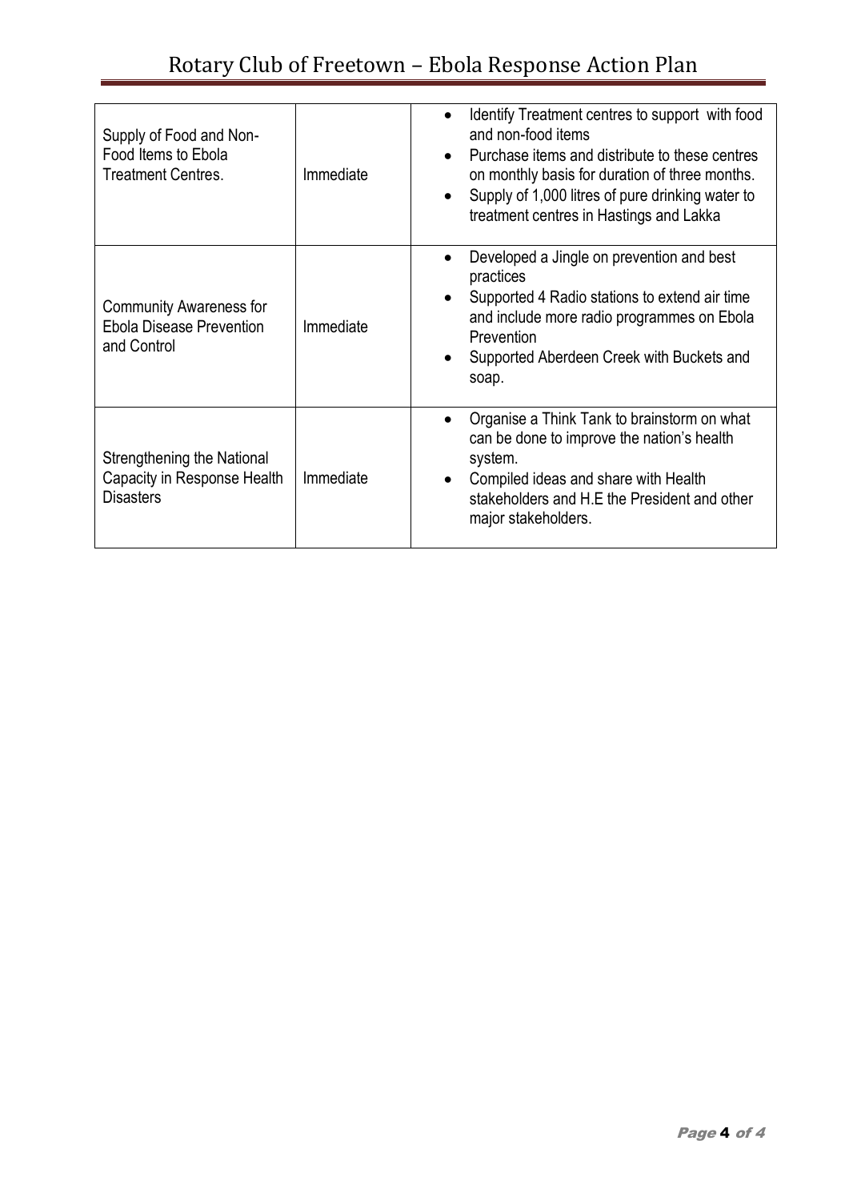| | | |
|---|---|---|
| Supply of Food and Non-Food Items to Ebola Treatment Centres. | Immediate | • Identify Treatment centres to support with food and non-food items<br>• Purchase items and distribute to these centres on monthly basis for duration of three months.<br>• Supply of 1,000 litres of pure drinking water to treatment centres in Hastings and Lakka |
| Community Awareness for Ebola Disease Prevention and Control | Immediate | • Developed a Jingle on prevention and best practices<br>• Supported 4 Radio stations to extend air time and include more radio programmes on Ebola Prevention<br>• Supported Aberdeen Creek with Buckets and soap. |
| Strengthening the National Capacity in Response Health Disasters | Immediate | • Organise a Think Tank to brainstorm on what can be done to improve the nation's health system.<br>• Compiled ideas and share with Health stakeholders and H.E the President and other major stakeholders. |